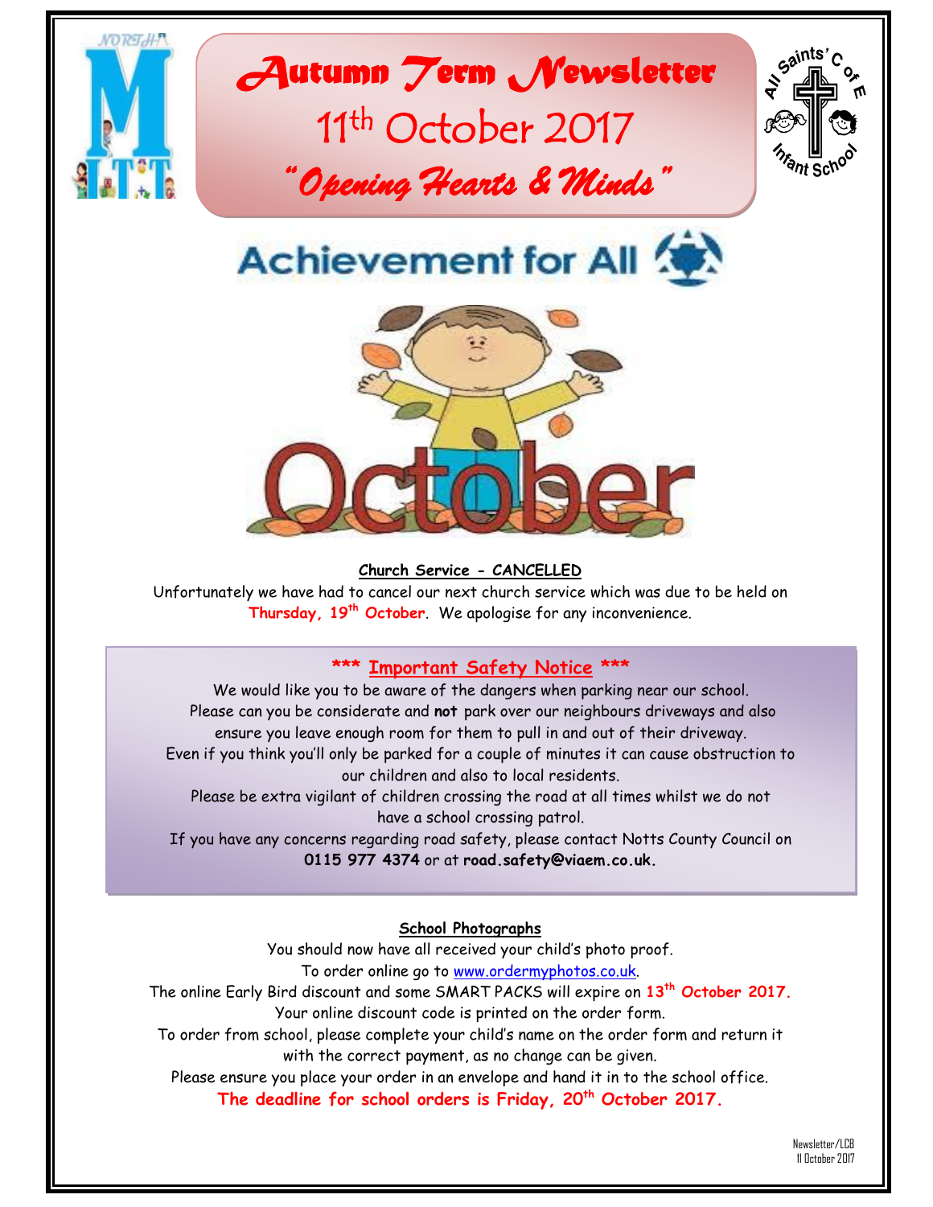# Autumn Term Newsletter

## 11th October 2017

## *"Opening Hearts & Minds"*

Achievement for All

October

**Church Service - CANCELLED**

Unfortunately we have had to cancel our next church service which was due to be held on **Thursday, 19th October**. We apologise for any inconvenience.

**\*\*\* Important Safety Notice \*\*\***

We would like you to be aware of the dangers when parking near our school. Please can you be considerate and **not** park over our neighbours driveways and also ensure you leave enough room for them to pull in and out of their driveway. Even if you think you'll only be parked for a couple of minutes it can cause obstruction to our children and also to local residents.

Please be extra vigilant of children crossing the road at all times whilst we do not have a school crossing patrol.

If you have any concerns regarding road safety, please contact Notts County Council on **0115 977 4374** or at **road.safety@viaem.co.uk.**

**School Photographs**

You should now have all received your child's photo proof.

To order online go to www.ordermyphotos.co.uk.

The online Early Bird discount and some SMART PACKS will expire on **13th October 2017.**

Your online discount code is printed on the order form.

To order from school, please complete your child's name on the order form and return it with the correct payment, as no change can be given.

Please ensure you place your order in an envelope and hand it in to the school office.

**The deadline for school orders is Friday, 20th October 2017.**

Newsletter/LCB
11 October 2017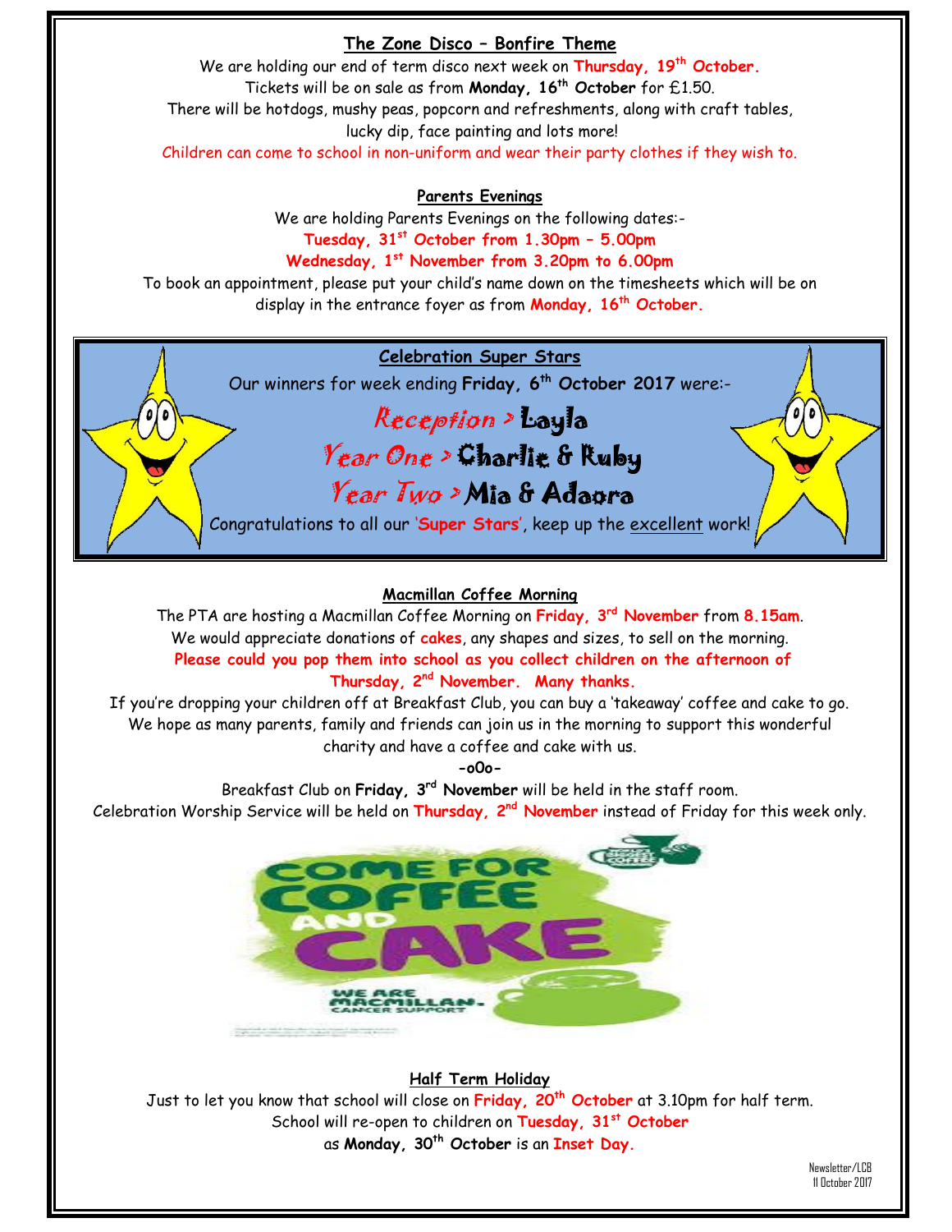## The Zone Disco – Bonfire Theme

We are holding our end of term disco next week on **Thursday, 19th October.**
Tickets will be on sale as from **Monday, 16th October** for £1.50.
There will be hotdogs, mushy peas, popcorn and refreshments, along with craft tables, lucky dip, face painting and lots more!
Children can come to school in non-uniform and wear their party clothes if they wish to.

## Parents Evenings

We are holding Parents Evenings on the following dates:-
**Tuesday, 31st October from 1.30pm – 5.00pm**
**Wednesday, 1st November from 3.20pm to 6.00pm**
To book an appointment, please put your child's name down on the timesheets which will be on display in the entrance foyer as from **Monday, 16th October.**

## Celebration Super Stars

Our winners for week ending **Friday, 6th October 2017** were:-

*Reception >* **Layla**
*Year One >* **Charlie & Ruby**
*Year Two >* **Mia & Adaora**

Congratulations to all our '**Super Stars**', keep up the excellent work!

## Macmillan Coffee Morning

The PTA are hosting a Macmillan Coffee Morning on **Friday, 3rd November** from **8.15am**.
We would appreciate donations of **cakes**, any shapes and sizes, to sell on the morning.
**Please could you pop them into school as you collect children on the afternoon of Thursday, 2nd November. Many thanks.**
If you're dropping your children off at Breakfast Club, you can buy a 'takeaway' coffee and cake to go.
We hope as many parents, family and friends can join us in the morning to support this wonderful charity and have a coffee and cake with us.

**-oOo-**

Breakfast Club on **Friday, 3rd November** will be held in the staff room.
Celebration Worship Service will be held on **Thursday, 2nd November** instead of Friday for this week only.

COME FOR COFFEE AND CAKE

WE ARE MACMILLAN. CANCER SUPPORT

## Half Term Holiday

Just to let you know that school will close on **Friday, 20th October** at 3.10pm for half term.
School will re-open to children on **Tuesday, 31st October**
as **Monday, 30th October** is an **Inset Day.**

Newsletter/LCB
11 October 2017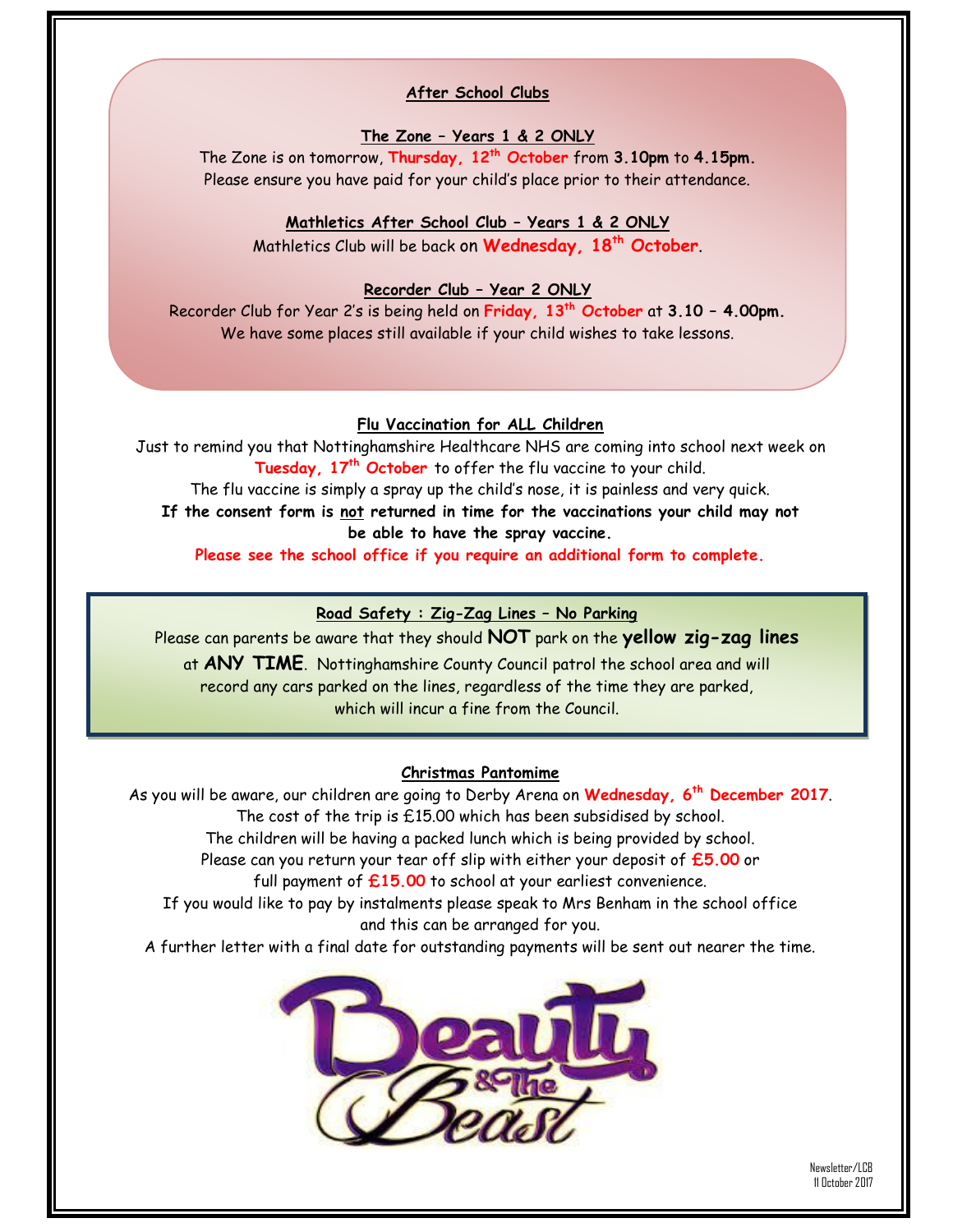## After School Clubs

### The Zone – Years 1 & 2 ONLY

The Zone is on tomorrow, **Thursday, 12th October** from **3.10pm** to **4.15pm.**
Please ensure you have paid for your child's place prior to their attendance.

### Mathletics After School Club – Years 1 & 2 ONLY

Mathletics Club will be back on **Wednesday, 18th October**.

### Recorder Club – Year 2 ONLY

Recorder Club for Year 2's is being held on **Friday, 13th October** at **3.10 – 4.00pm.**
We have some places still available if your child wishes to take lessons.

## Flu Vaccination for ALL Children

Just to remind you that Nottinghamshire Healthcare NHS are coming into school next week on **Tuesday, 17th October** to offer the flu vaccine to your child.
The flu vaccine is simply a spray up the child's nose, it is painless and very quick.
**If the consent form is not returned in time for the vaccinations your child may not be able to have the spray vaccine.**
**Please see the school office if you require an additional form to complete.**

## Road Safety : Zig-Zag Lines – No Parking

Please can parents be aware that they should **NOT** park on the **yellow zig-zag lines** at **ANY TIME**. Nottinghamshire County Council patrol the school area and will record any cars parked on the lines, regardless of the time they are parked, which will incur a fine from the Council.

## Christmas Pantomime

As you will be aware, our children are going to Derby Arena on **Wednesday, 6th December 2017**.
The cost of the trip is £15.00 which has been subsidised by school.
The children will be having a packed lunch which is being provided by school.
Please can you return your tear off slip with either your deposit of **£5.00** or full payment of **£15.00** to school at your earliest convenience.
If you would like to pay by instalments please speak to Mrs Benham in the school office and this can be arranged for you.
A further letter with a final date for outstanding payments will be sent out nearer the time.

Beauty & The Beast

Newsletter/LCB
11 October 2017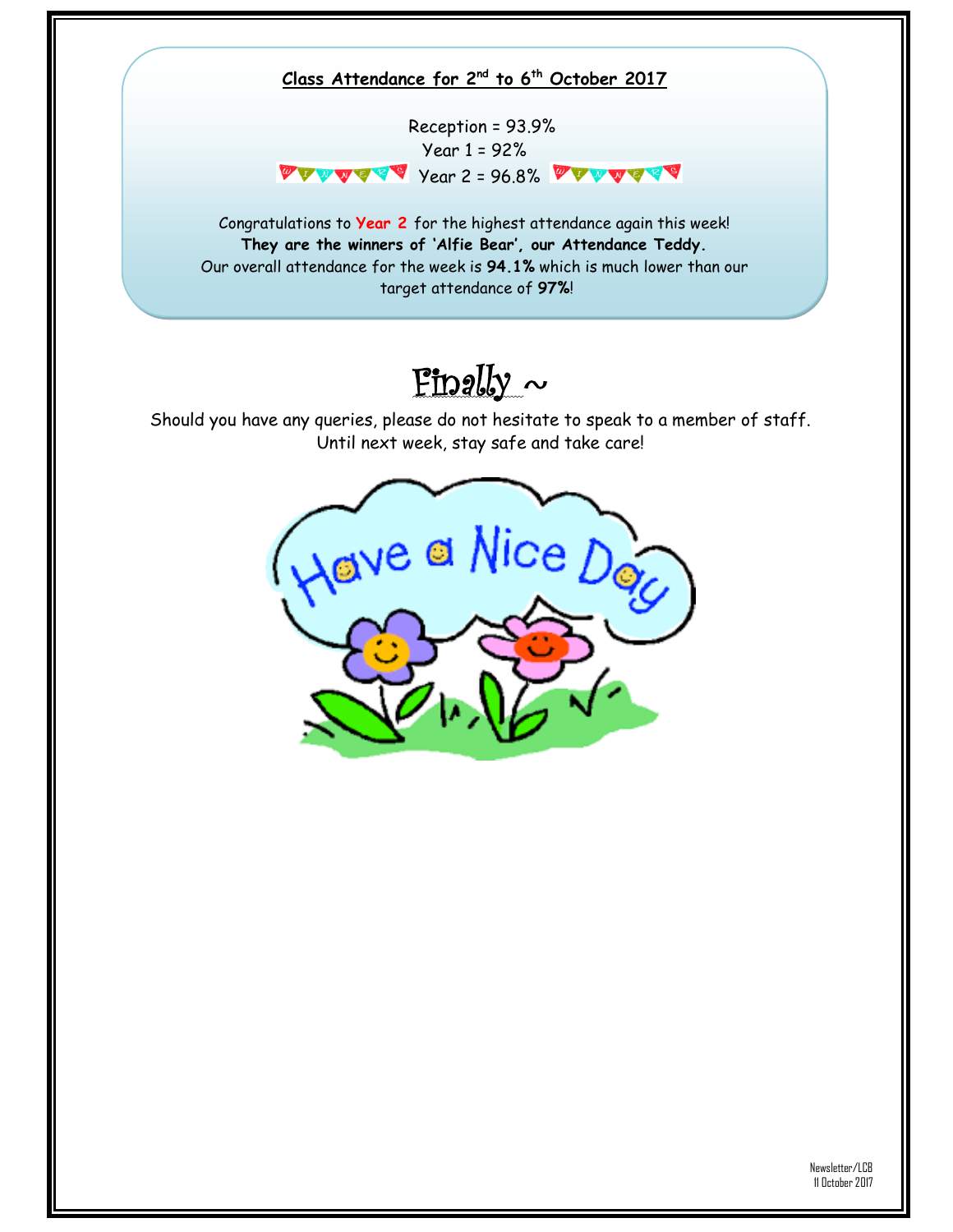**Class Attendance for 2nd to 6th October 2017**

Reception = 93.9%

Year 1 = 92%

WINNERS Year 2 = 96.8% WINNERS

Congratulations to **Year 2** for the highest attendance again this week!

**They are the winners of 'Alfie Bear', our Attendance Teddy.**

Our overall attendance for the week is **94.1%** which is much lower than our target attendance of **97%**!

# Finally ~

Should you have any queries, please do not hesitate to speak to a member of staff.

Until next week, stay safe and take care!

Have a Nice Day

Newsletter/LCB
11 October 2017